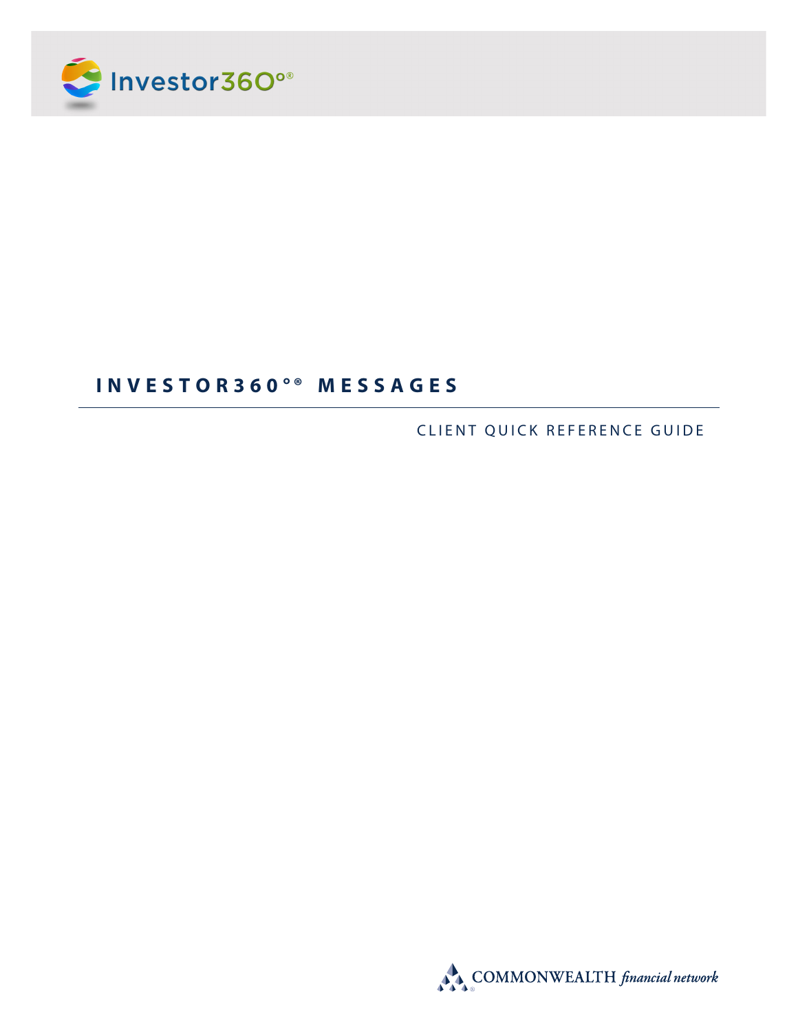Investor360°®

# INVESTOR360°® MESSAGES

CLIENT QUICK REFERENCE GUIDE

COMMONWEALTH *financial network*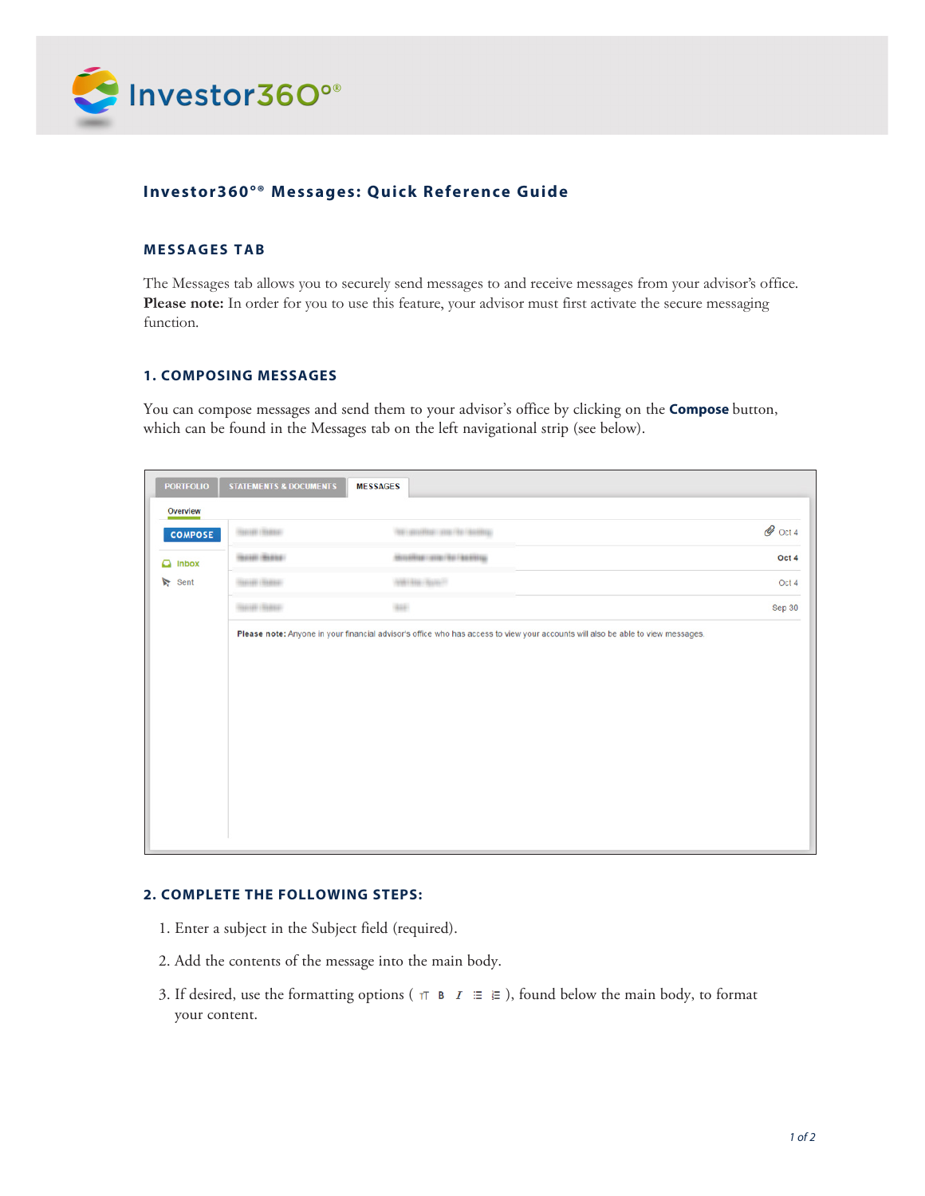# Investor360°® Messages: Quick Reference Guide

## MESSAGES TAB

The Messages tab allows you to securely send messages to and receive messages from your advisor's office. **Please note:** In order for you to use this feature, your advisor must first activate the secure messaging function.

## 1. COMPOSING MESSAGES

You can compose messages and send them to your advisor's office by clicking on the **Compose** button, which can be found in the Messages tab on the left navigational strip (see below).

## 2. COMPLETE THE FOLLOWING STEPS:

1. Enter a subject in the Subject field (required).
2. Add the contents of the message into the main body.
3. If desired, use the formatting options ( ), found below the main body, to format your content.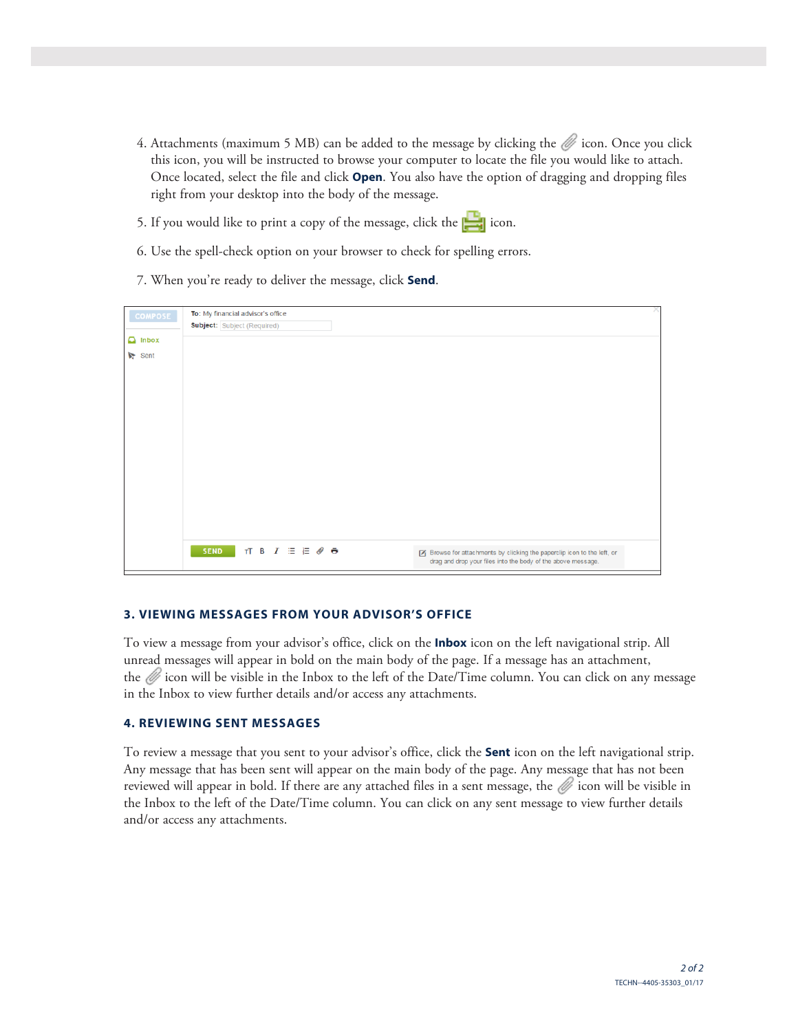4. Attachments (maximum 5 MB) can be added to the message by clicking the icon. Once you click this icon, you will be instructed to browse your computer to locate the file you would like to attach. Once located, select the file and click **Open**. You also have the option of dragging and dropping files right from your desktop into the body of the message.

5. If you would like to print a copy of the message, click the icon.

6. Use the spell-check option on your browser to check for spelling errors.

7. When you're ready to deliver the message, click **Send**.

COMPOSE

Inbox

Sent

To: My financial advisor's office

Subject: Subject (Required)

SEND

Browse for attachments by clicking the paperclip icon to the left, or drag and drop your files into the body of the above message.

### 3. VIEWING MESSAGES FROM YOUR ADVISOR'S OFFICE

To view a message from your advisor's office, click on the **Inbox** icon on the left navigational strip. All unread messages will appear in bold on the main body of the page. If a message has an attachment, the icon will be visible in the Inbox to the left of the Date/Time column. You can click on any message in the Inbox to view further details and/or access any attachments.

### 4. REVIEWING SENT MESSAGES

To review a message that you sent to your advisor's office, click the **Sent** icon on the left navigational strip. Any message that has been sent will appear on the main body of the page. Any message that has not been reviewed will appear in bold. If there are any attached files in a sent message, the icon will be visible in the Inbox to the left of the Date/Time column. You can click on any sent message to view further details and/or access any attachments.

TECHN--4405-35303_01/17